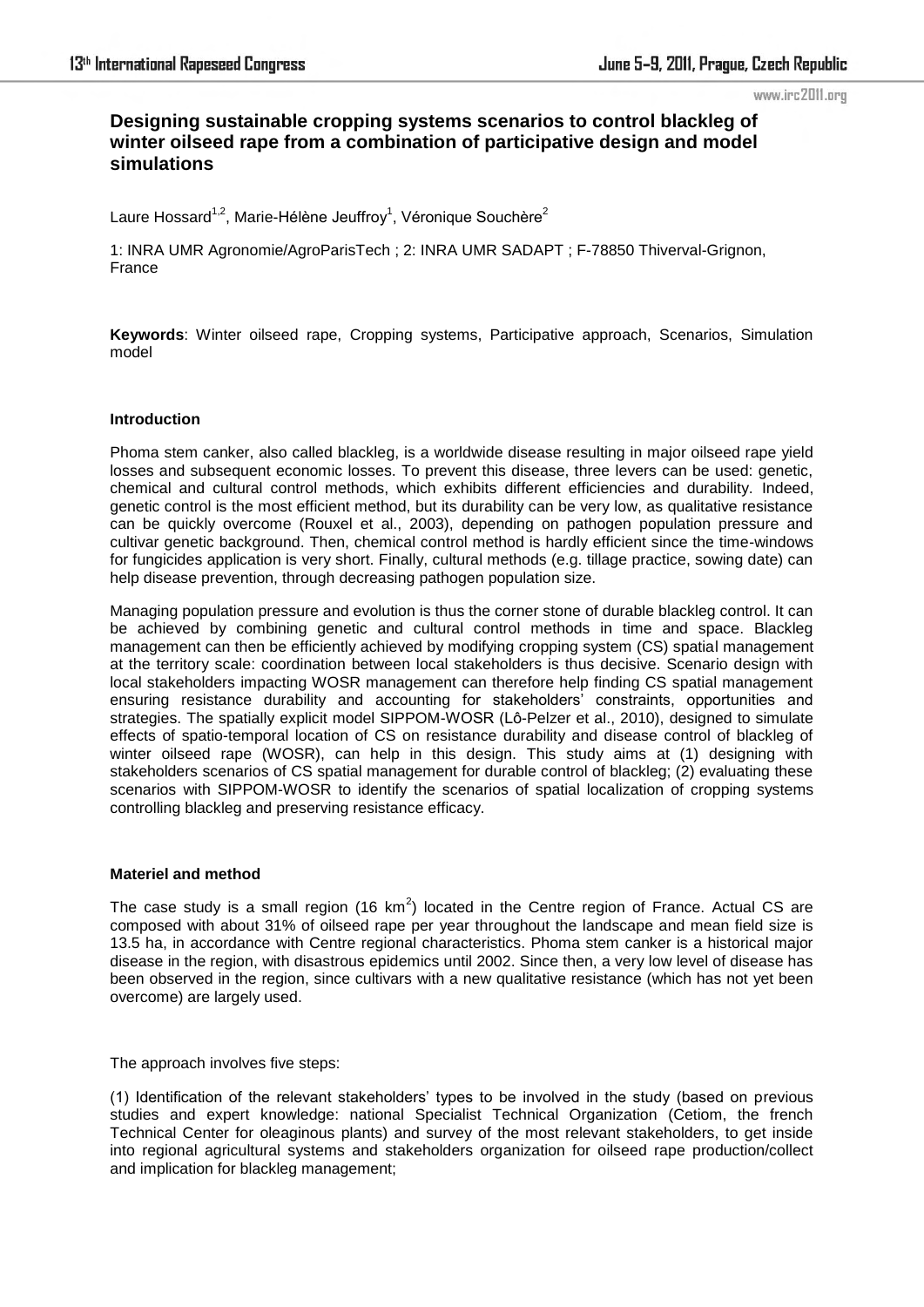# Designing sustainable cropping systems scenarios to control blackleg of winter oilseed rape from a combination of participative design and model simulations

Laure Hossard[1,2], Marie-Hélène Jeuffroy[1], Véronique Souchère[2]

1: INRA UMR Agronomie/AgroParisTech ; 2: INRA UMR SADAPT ; F-78850 Thiverval-Grignon, France

**Keywords**: Winter oilseed rape, Cropping systems, Participative approach, Scenarios, Simulation model

## Introduction

Phoma stem canker, also called blackleg, is a worldwide disease resulting in major oilseed rape yield losses and subsequent economic losses. To prevent this disease, three levers can be used: genetic, chemical and cultural control methods, which exhibits different efficiencies and durability. Indeed, genetic control is the most efficient method, but its durability can be very low, as qualitative resistance can be quickly overcome (Rouxel et al., 2003), depending on pathogen population pressure and cultivar genetic background. Then, chemical control method is hardly efficient since the time-windows for fungicides application is very short. Finally, cultural methods (e.g. tillage practice, sowing date) can help disease prevention, through decreasing pathogen population size.

Managing population pressure and evolution is thus the corner stone of durable blackleg control. It can be achieved by combining genetic and cultural control methods in time and space. Blackleg management can then be efficiently achieved by modifying cropping system (CS) spatial management at the territory scale: coordination between local stakeholders is thus decisive. Scenario design with local stakeholders impacting WOSR management can therefore help finding CS spatial management ensuring resistance durability and accounting for stakeholders' constraints, opportunities and strategies. The spatially explicit model SIPPOM-WOSR (Lô-Pelzer et al., 2010), designed to simulate effects of spatio-temporal location of CS on resistance durability and disease control of blackleg of winter oilseed rape (WOSR), can help in this design. This study aims at (1) designing with stakeholders scenarios of CS spatial management for durable control of blackleg; (2) evaluating these scenarios with SIPPOM-WOSR to identify the scenarios of spatial localization of cropping systems controlling blackleg and preserving resistance efficacy.

## Materiel and method

The case study is a small region (16 km$^2$) located in the Centre region of France. Actual CS are composed with about 31% of oilseed rape per year throughout the landscape and mean field size is 13.5 ha, in accordance with Centre regional characteristics. Phoma stem canker is a historical major disease in the region, with disastrous epidemics until 2002. Since then, a very low level of disease has been observed in the region, since cultivars with a new qualitative resistance (which has not yet been overcome) are largely used.

The approach involves five steps:

(1) Identification of the relevant stakeholders' types to be involved in the study (based on previous studies and expert knowledge: national Specialist Technical Organization (Cetiom, the french Technical Center for oleaginous plants) and survey of the most relevant stakeholders, to get inside into regional agricultural systems and stakeholders organization for oilseed rape production/collect and implication for blackleg management;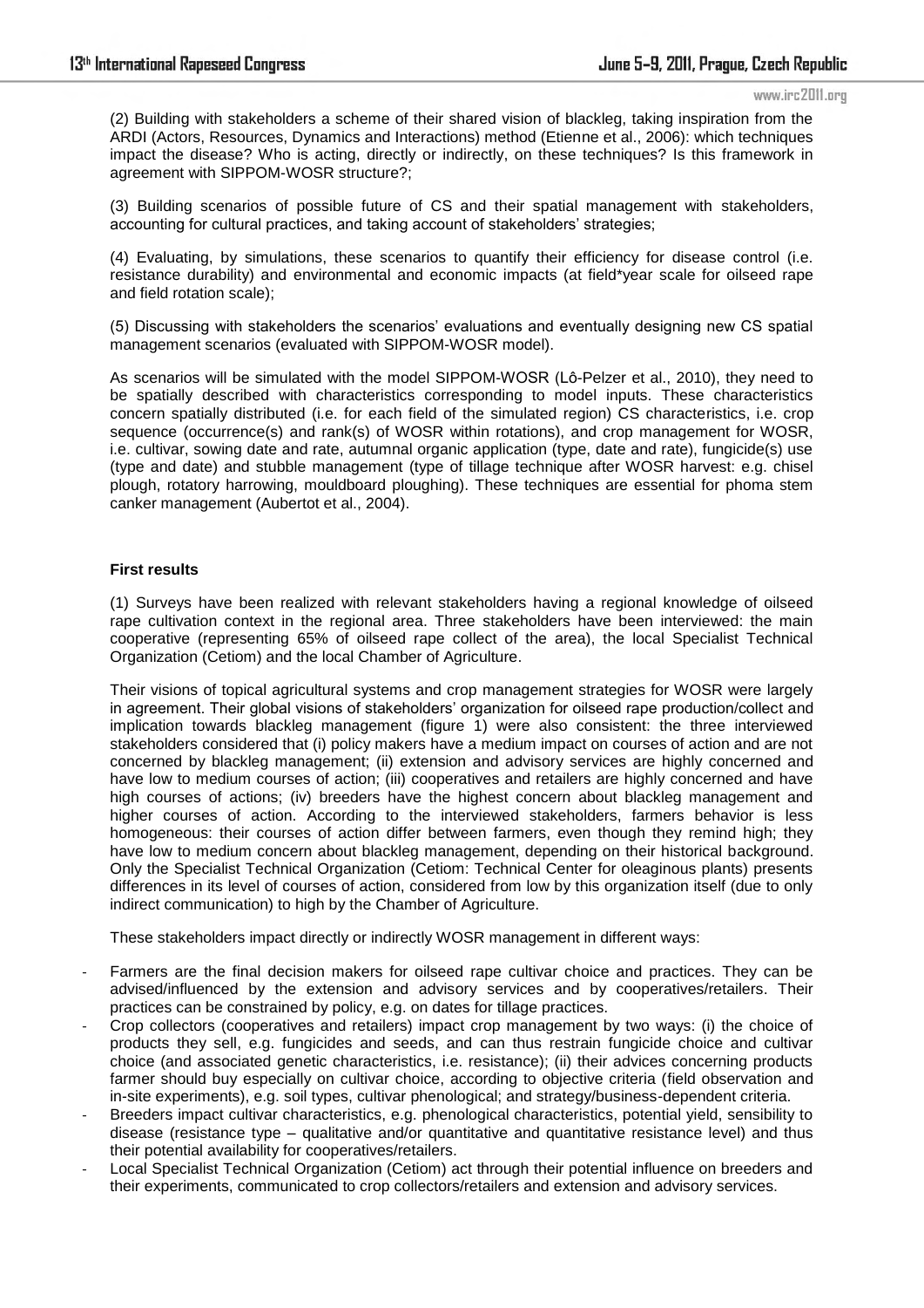(2) Building with stakeholders a scheme of their shared vision of blackleg, taking inspiration from the ARDI (Actors, Resources, Dynamics and Interactions) method (Etienne et al., 2006): which techniques impact the disease? Who is acting, directly or indirectly, on these techniques? Is this framework in agreement with SIPPOM-WOSR structure?;

(3) Building scenarios of possible future of CS and their spatial management with stakeholders, accounting for cultural practices, and taking account of stakeholders' strategies;

(4) Evaluating, by simulations, these scenarios to quantify their efficiency for disease control (i.e. resistance durability) and environmental and economic impacts (at field*year scale for oilseed rape and field rotation scale);

(5) Discussing with stakeholders the scenarios' evaluations and eventually designing new CS spatial management scenarios (evaluated with SIPPOM-WOSR model).

As scenarios will be simulated with the model SIPPOM-WOSR (Lô-Pelzer et al., 2010), they need to be spatially described with characteristics corresponding to model inputs. These characteristics concern spatially distributed (i.e. for each field of the simulated region) CS characteristics, i.e. crop sequence (occurrence(s) and rank(s) of WOSR within rotations), and crop management for WOSR, i.e. cultivar, sowing date and rate, autumnal organic application (type, date and rate), fungicide(s) use (type and date) and stubble management (type of tillage technique after WOSR harvest: e.g. chisel plough, rotatory harrowing, mouldboard ploughing). These techniques are essential for phoma stem canker management (Aubertot et al., 2004).

**First results**

(1) Surveys have been realized with relevant stakeholders having a regional knowledge of oilseed rape cultivation context in the regional area. Three stakeholders have been interviewed: the main cooperative (representing 65% of oilseed rape collect of the area), the local Specialist Technical Organization (Cetiom) and the local Chamber of Agriculture.

Their visions of topical agricultural systems and crop management strategies for WOSR were largely in agreement. Their global visions of stakeholders' organization for oilseed rape production/collect and implication towards blackleg management (figure 1) were also consistent: the three interviewed stakeholders considered that (i) policy makers have a medium impact on courses of action and are not concerned by blackleg management; (ii) extension and advisory services are highly concerned and have low to medium courses of action; (iii) cooperatives and retailers are highly concerned and have high courses of actions; (iv) breeders have the highest concern about blackleg management and higher courses of action. According to the interviewed stakeholders, farmers behavior is less homogeneous: their courses of action differ between farmers, even though they remind high; they have low to medium concern about blackleg management, depending on their historical background. Only the Specialist Technical Organization (Cetiom: Technical Center for oleaginous plants) presents differences in its level of courses of action, considered from low by this organization itself (due to only indirect communication) to high by the Chamber of Agriculture.

These stakeholders impact directly or indirectly WOSR management in different ways:

- Farmers are the final decision makers for oilseed rape cultivar choice and practices. They can be advised/influenced by the extension and advisory services and by cooperatives/retailers. Their practices can be constrained by policy, e.g. on dates for tillage practices.
- Crop collectors (cooperatives and retailers) impact crop management by two ways: (i) the choice of products they sell, e.g. fungicides and seeds, and can thus restrain fungicide choice and cultivar choice (and associated genetic characteristics, i.e. resistance); (ii) their advices concerning products farmer should buy especially on cultivar choice, according to objective criteria (field observation and in-site experiments), e.g. soil types, cultivar phenological; and strategy/business-dependent criteria.
- Breeders impact cultivar characteristics, e.g. phenological characteristics, potential yield, sensibility to disease (resistance type – qualitative and/or quantitative and quantitative resistance level) and thus their potential availability for cooperatives/retailers.
- Local Specialist Technical Organization (Cetiom) act through their potential influence on breeders and their experiments, communicated to crop collectors/retailers and extension and advisory services.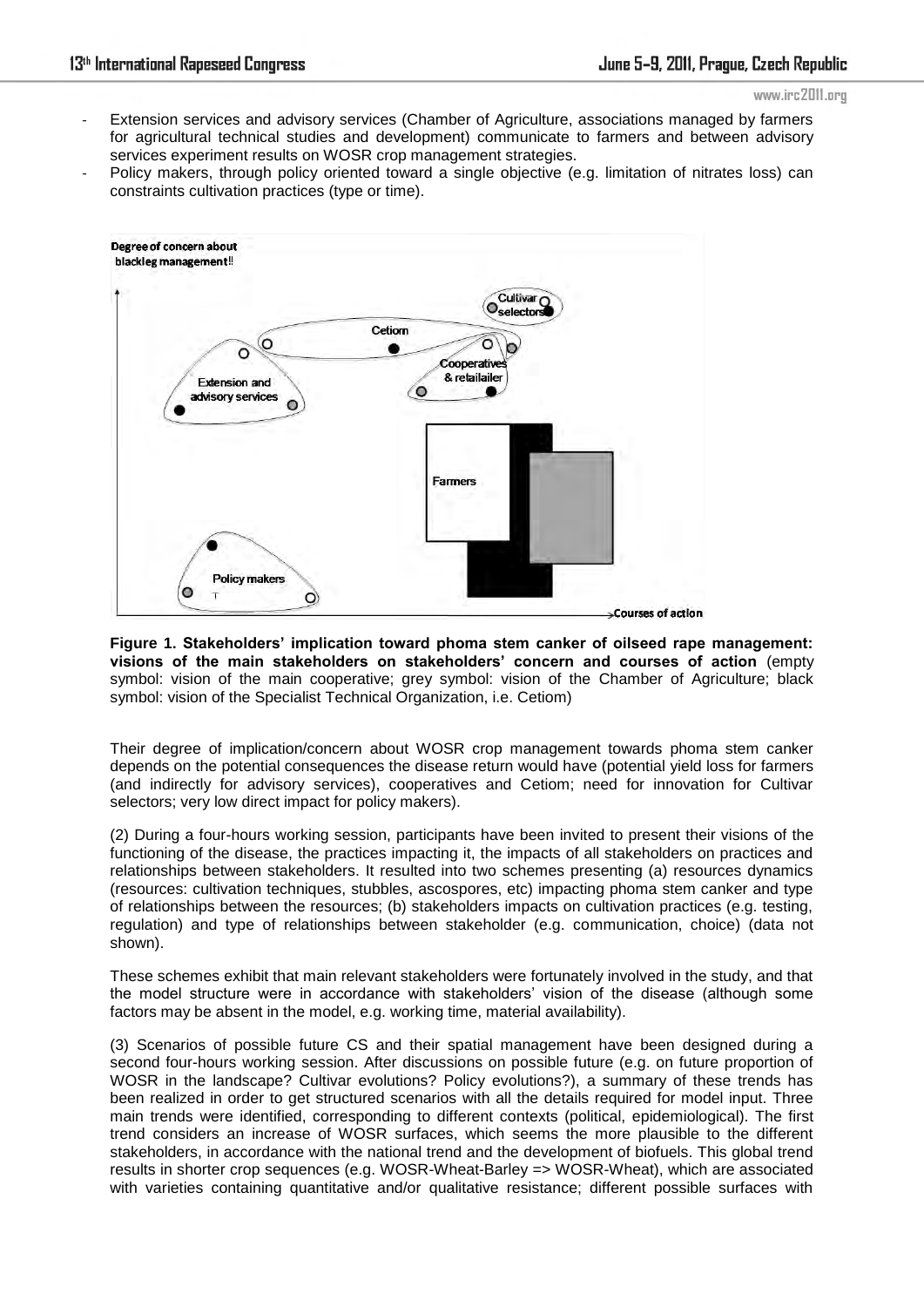- Extension services and advisory services (Chamber of Agriculture, associations managed by farmers for agricultural technical studies and development) communicate to farmers and between advisory services experiment results on WOSR crop management strategies.
- Policy makers, through policy oriented toward a single objective (e.g. limitation of nitrates loss) can constraints cultivation practices (type or time).

**Figure 1. Stakeholders' implication toward phoma stem canker of oilseed rape management: visions of the main stakeholders on stakeholders' concern and courses of action** (empty symbol: vision of the main cooperative; grey symbol: vision of the Chamber of Agriculture; black symbol: vision of the Specialist Technical Organization, i.e. Cetiom)

Their degree of implication/concern about WOSR crop management towards phoma stem canker depends on the potential consequences the disease return would have (potential yield loss for farmers (and indirectly for advisory services), cooperatives and Cetiom; need for innovation for Cultivar selectors; very low direct impact for policy makers).

(2) During a four-hours working session, participants have been invited to present their visions of the functioning of the disease, the practices impacting it, the impacts of all stakeholders on practices and relationships between stakeholders. It resulted into two schemes presenting (a) resources dynamics (resources: cultivation techniques, stubbles, ascospores, etc) impacting phoma stem canker and type of relationships between the resources; (b) stakeholders impacts on cultivation practices (e.g. testing, regulation) and type of relationships between stakeholder (e.g. communication, choice) (data not shown).

These schemes exhibit that main relevant stakeholders were fortunately involved in the study, and that the model structure were in accordance with stakeholders' vision of the disease (although some factors may be absent in the model, e.g. working time, material availability).

(3) Scenarios of possible future CS and their spatial management have been designed during a second four-hours working session. After discussions on possible future (e.g. on future proportion of WOSR in the landscape? Cultivar evolutions? Policy evolutions?), a summary of these trends has been realized in order to get structured scenarios with all the details required for model input. Three main trends were identified, corresponding to different contexts (political, epidemiological). The first trend considers an increase of WOSR surfaces, which seems the more plausible to the different stakeholders, in accordance with the national trend and the development of biofuels. This global trend results in shorter crop sequences (e.g. WOSR-Wheat-Barley => WOSR-Wheat), which are associated with varieties containing quantitative and/or qualitative resistance; different possible surfaces with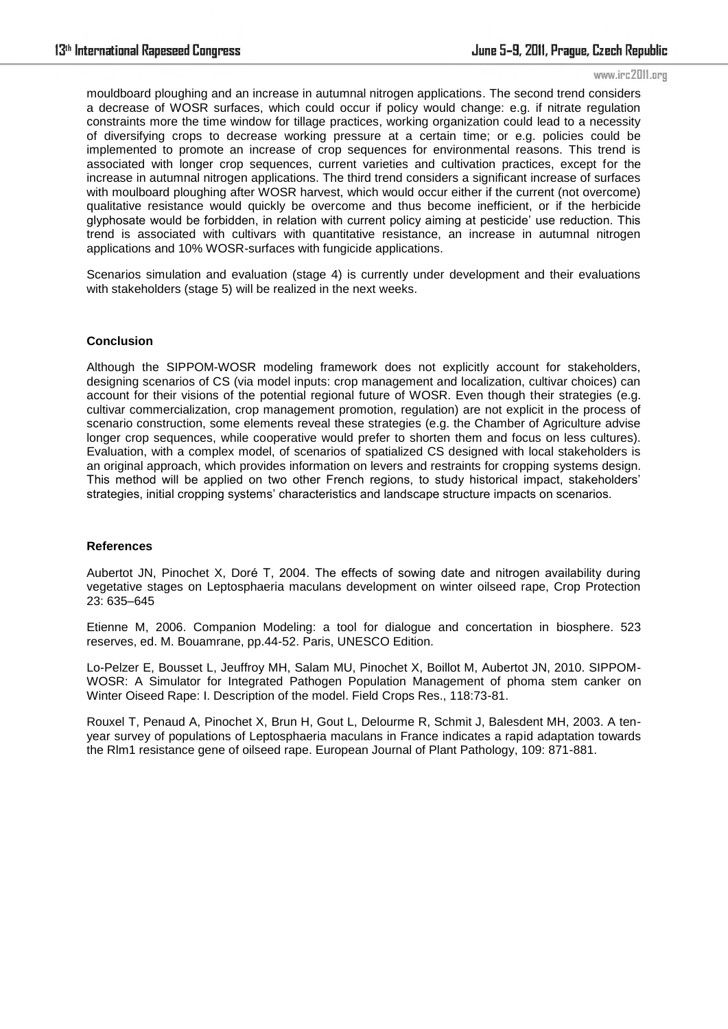mouldboard ploughing and an increase in autumnal nitrogen applications. The second trend considers a decrease of WOSR surfaces, which could occur if policy would change: e.g. if nitrate regulation constraints more the time window for tillage practices, working organization could lead to a necessity of diversifying crops to decrease working pressure at a certain time; or e.g. policies could be implemented to promote an increase of crop sequences for environmental reasons. This trend is associated with longer crop sequences, current varieties and cultivation practices, except for the increase in autumnal nitrogen applications. The third trend considers a significant increase of surfaces with moulboard ploughing after WOSR harvest, which would occur either if the current (not overcome) qualitative resistance would quickly be overcome and thus become inefficient, or if the herbicide glyphosate would be forbidden, in relation with current policy aiming at pesticide' use reduction. This trend is associated with cultivars with quantitative resistance, an increase in autumnal nitrogen applications and 10% WOSR-surfaces with fungicide applications.

Scenarios simulation and evaluation (stage 4) is currently under development and their evaluations with stakeholders (stage 5) will be realized in the next weeks.

## Conclusion

Although the SIPPOM-WOSR modeling framework does not explicitly account for stakeholders, designing scenarios of CS (via model inputs: crop management and localization, cultivar choices) can account for their visions of the potential regional future of WOSR. Even though their strategies (e.g. cultivar commercialization, crop management promotion, regulation) are not explicit in the process of scenario construction, some elements reveal these strategies (e.g. the Chamber of Agriculture advise longer crop sequences, while cooperative would prefer to shorten them and focus on less cultures). Evaluation, with a complex model, of scenarios of spatialized CS designed with local stakeholders is an original approach, which provides information on levers and restraints for cropping systems design. This method will be applied on two other French regions, to study historical impact, stakeholders' strategies, initial cropping systems' characteristics and landscape structure impacts on scenarios.

## References

Aubertot JN, Pinochet X, Doré T, 2004. The effects of sowing date and nitrogen availability during vegetative stages on Leptosphaeria maculans development on winter oilseed rape, Crop Protection 23: 635–645

Etienne M, 2006. Companion Modeling: a tool for dialogue and concertation in biosphere. 523 reserves, ed. M. Bouamrane, pp.44-52. Paris, UNESCO Edition.

Lo-Pelzer E, Bousset L, Jeuffroy MH, Salam MU, Pinochet X, Boillot M, Aubertot JN, 2010. SIPPOM-WOSR: A Simulator for Integrated Pathogen Population Management of phoma stem canker on Winter Oiseed Rape: I. Description of the model. Field Crops Res., 118:73-81.

Rouxel T, Penaud A, Pinochet X, Brun H, Gout L, Delourme R, Schmit J, Balesdent MH, 2003. A ten-year survey of populations of Leptosphaeria maculans in France indicates a rapid adaptation towards the Rlm1 resistance gene of oilseed rape. European Journal of Plant Pathology, 109: 871-881.